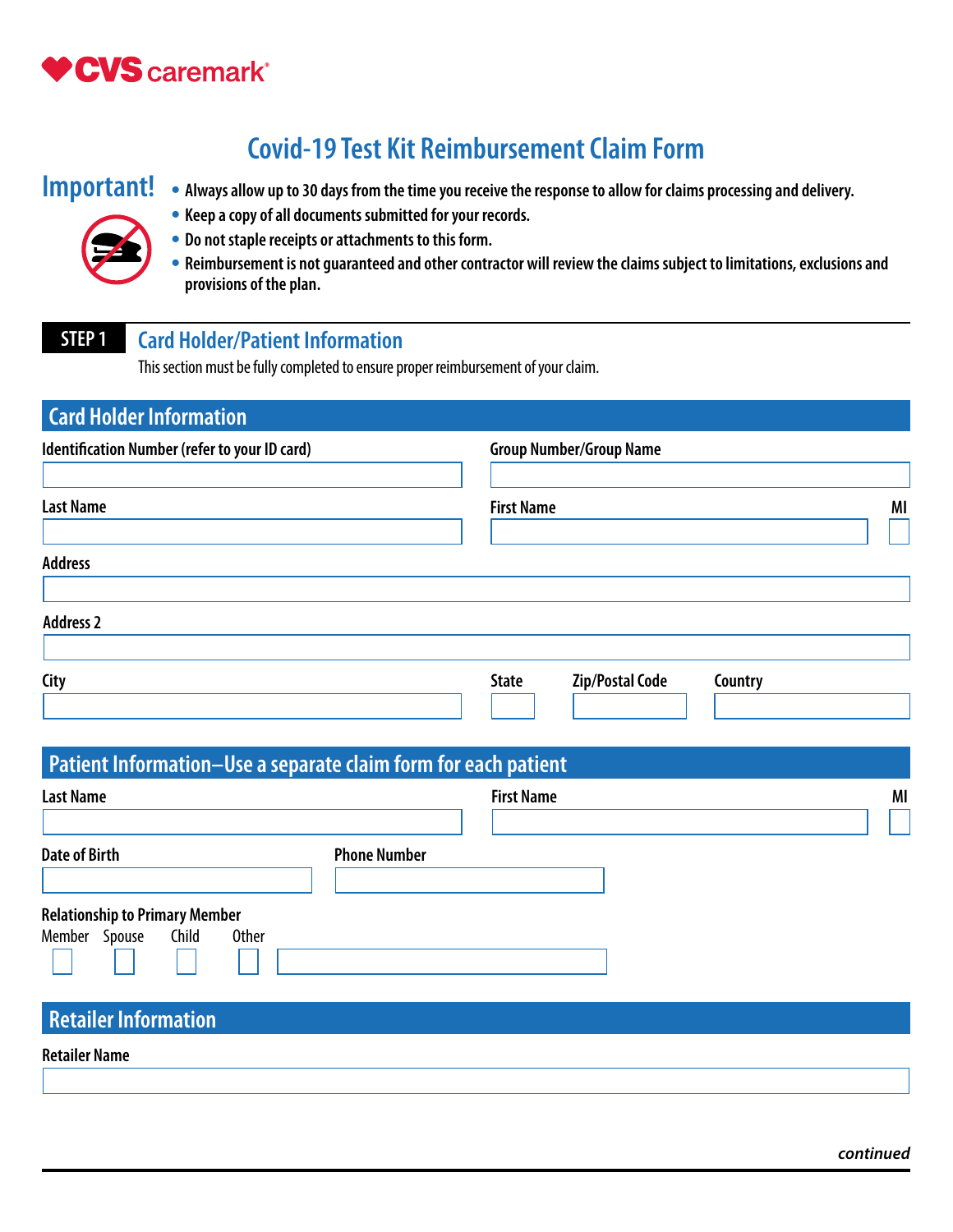CVS caremark

# Covid-19 Test Kit Reimbursement Claim Form

## Important!

- Always allow up to 30 days from the time you receive the response to allow for claims processing and delivery.
- Keep a copy of all documents submitted for your records.
- Do not staple receipts or attachments to this form.
- Reimbursement is not guaranteed and other contractor will review the claims subject to limitations, exclusions and provisions of the plan.

## STEP 1 Card Holder/Patient Information

This section must be fully completed to ensure proper reimbursement of your claim.

### Card Holder Information

Identification Number (refer to your ID card)

Group Number/Group Name

Last Name

First Name

MI

Address

Address 2

City

State

Zip/Postal Code

Country

### Patient Information–Use a separate claim form for each patient

Last Name

First Name

MI

Date of Birth

Phone Number

Relationship to Primary Member

Member ☐ Spouse ☐ Child ☐ Other ☐

### Retailer Information

Retailer Name

*continued*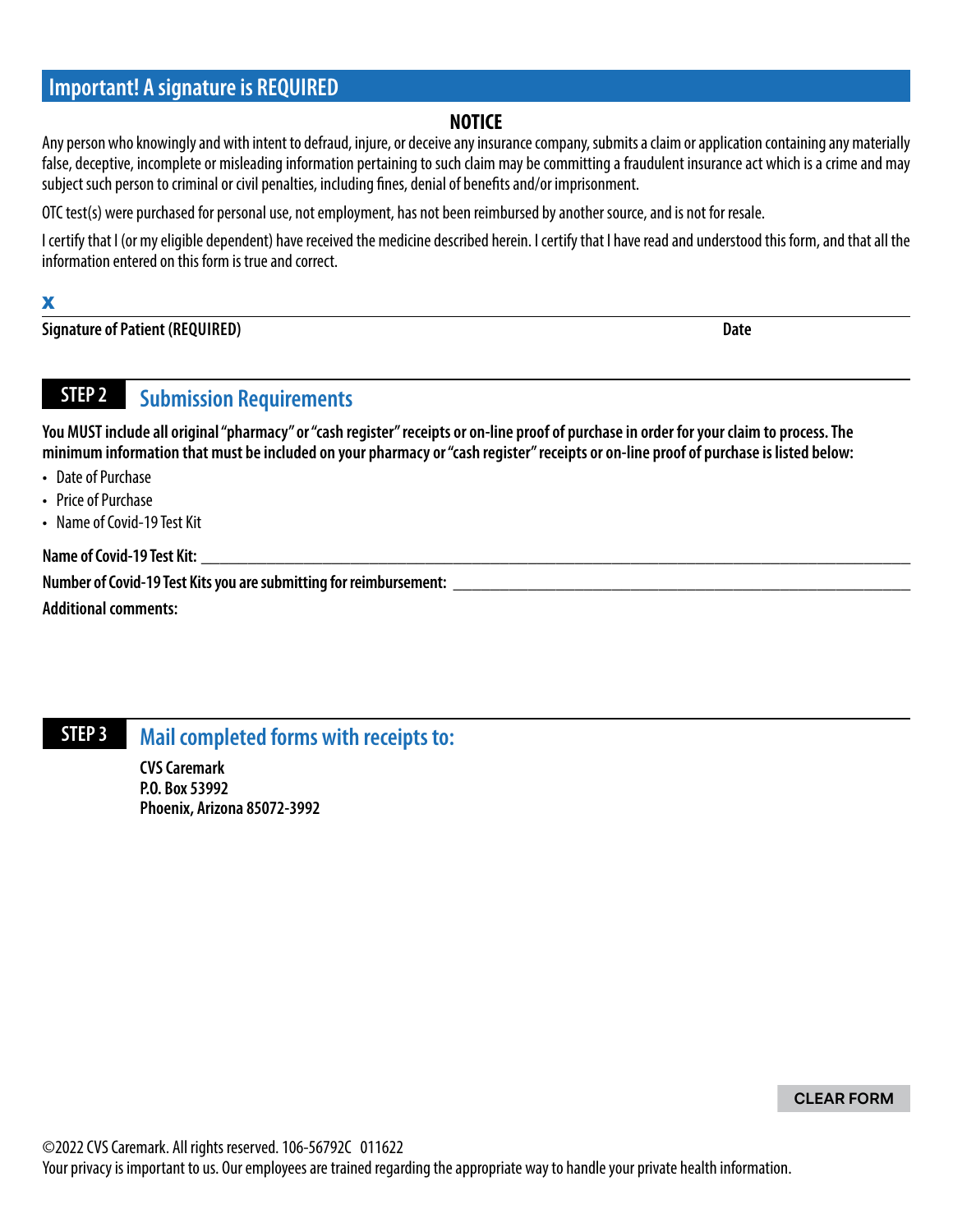## Important! A signature is REQUIRED

**NOTICE**

Any person who knowingly and with intent to defraud, injure, or deceive any insurance company, submits a claim or application containing any materially false, deceptive, incomplete or misleading information pertaining to such claim may be committing a fraudulent insurance act which is a crime and may subject such person to criminal or civil penalties, including fines, denial of benefits and/or imprisonment.

OTC test(s) were purchased for personal use, not employment, has not been reimbursed by another source, and is not for resale.

I certify that I (or my eligible dependent) have received the medicine described herein. I certify that I have read and understood this form, and that all the information entered on this form is true and correct.

**x** ____________________________________________________________

**Signature of Patient (REQUIRED)** **Date**

## STEP 2 Submission Requirements

**You MUST include all original "pharmacy" or "cash register" receipts or on-line proof of purchase in order for your claim to process. The minimum information that must be included on your pharmacy or "cash register" receipts or on-line proof of purchase is listed below:**

- Date of Purchase
- Price of Purchase
- Name of Covid-19 Test Kit

**Name of Covid-19 Test Kit:** ____________________________________________________________

**Number of Covid-19 Test Kits you are submitting for reimbursement:** ________________________________________

**Additional comments:**

## STEP 3 Mail completed forms with receipts to:

**CVS Caremark**
**P.O. Box 53992**
**Phoenix, Arizona 85072-3992**

CLEAR FORM

©2022 CVS Caremark. All rights reserved. 106-56792C 011622
Your privacy is important to us. Our employees are trained regarding the appropriate way to handle your private health information.